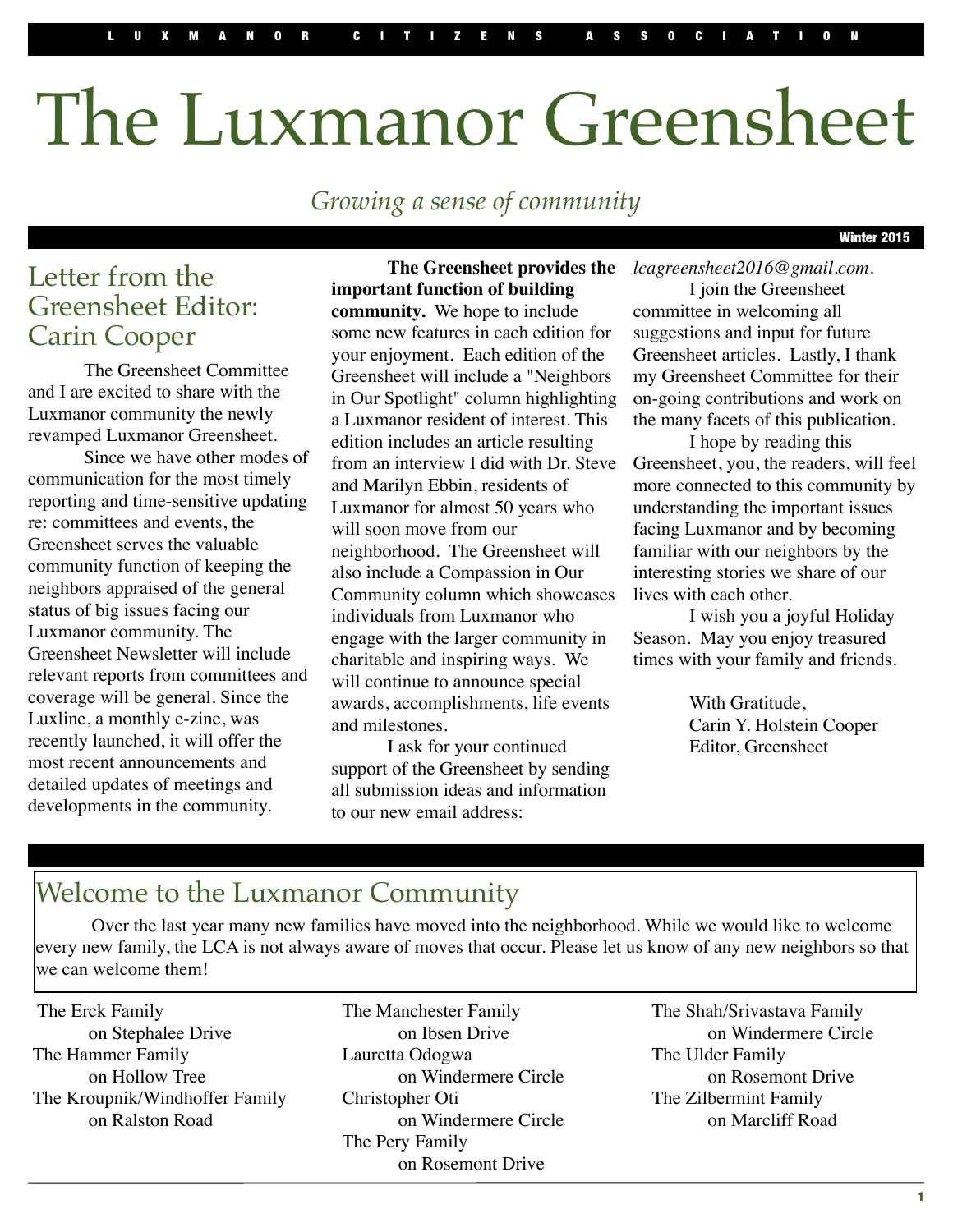LUXMANOR CITIZENS ASSOCIATION

# The Luxmanor Greensheet

*Growing a sense of community*

Winter 2015

## Letter from the Greensheet Editor: Carin Cooper

The Greensheet Committee and I are excited to share with the Luxmanor community the newly revamped Luxmanor Greensheet.

Since we have other modes of communication for the most timely reporting and time-sensitive updating re: committees and events, the Greensheet serves the valuable community function of keeping the neighbors appraised of the general status of big issues facing our Luxmanor community. The Greensheet Newsletter will include relevant reports from committees and coverage will be general. Since the Luxline, a monthly e-zine, was recently launched, it will offer the most recent announcements and detailed updates of meetings and developments in the community.

**The Greensheet provides the important function of building community.** We hope to include some new features in each edition for your enjoyment. Each edition of the Greensheet will include a "Neighbors in Our Spotlight" column highlighting a Luxmanor resident of interest. This edition includes an article resulting from an interview I did with Dr. Steve and Marilyn Ebbin, residents of Luxmanor for almost 50 years who will soon move from our neighborhood. The Greensheet will also include a Compassion in Our Community column which showcases individuals from Luxmanor who engage with the larger community in charitable and inspiring ways. We will continue to announce special awards, accomplishments, life events and milestones.

I ask for your continued support of the Greensheet by sending all submission ideas and information to our new email address: *lcagreensheet2016@gmail.com*.

I join the Greensheet committee in welcoming all suggestions and input for future Greensheet articles. Lastly, I thank my Greensheet Committee for their on-going contributions and work on the many facets of this publication.

I hope by reading this Greensheet, you, the readers, will feel more connected to this community by understanding the important issues facing Luxmanor and by becoming familiar with our neighbors by the interesting stories we share of our lives with each other.

I wish you a joyful Holiday Season. May you enjoy treasured times with your family and friends.

With Gratitude,
Carin Y. Holstein Cooper
Editor, Greensheet

## Welcome to the Luxmanor Community

Over the last year many new families have moved into the neighborhood. While we would like to welcome every new family, the LCA is not always aware of moves that occur. Please let us know of any new neighbors so that we can welcome them!

The Erck Family
on Stephalee Drive
The Hammer Family
on Hollow Tree
The Kroupnik/Windhoffer Family
on Ralston Road
The Manchester Family
on Ibsen Drive
Lauretta Odogwa
on Windermere Circle
Christopher Oti
on Windermere Circle
The Pery Family
on Rosemont Drive
The Shah/Srivastava Family
on Windermere Circle
The Ulder Family
on Rosemont Drive
The Zilbermint Family
on Marcliff Road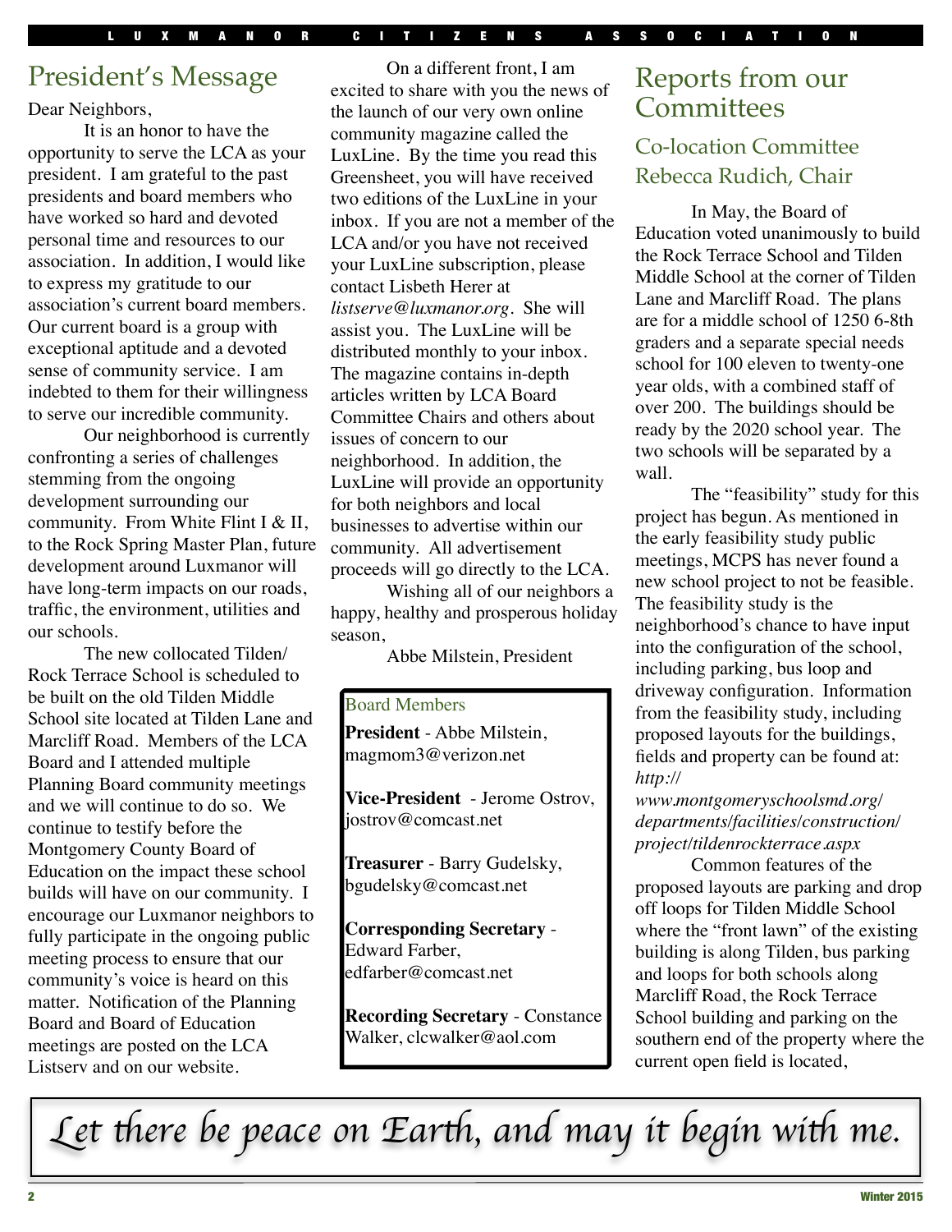## President's Message

Dear Neighbors,

It is an honor to have the opportunity to serve the LCA as your president. I am grateful to the past presidents and board members who have worked so hard and devoted personal time and resources to our association. In addition, I would like to express my gratitude to our association's current board members. Our current board is a group with exceptional aptitude and a devoted sense of community service. I am indebted to them for their willingness to serve our incredible community.

Our neighborhood is currently confronting a series of challenges stemming from the ongoing development surrounding our community. From White Flint I & II, to the Rock Spring Master Plan, future development around Luxmanor will have long-term impacts on our roads, traffic, the environment, utilities and our schools.

The new collocated Tilden/ Rock Terrace School is scheduled to be built on the old Tilden Middle School site located at Tilden Lane and Marcliff Road. Members of the LCA Board and I attended multiple Planning Board community meetings and we will continue to do so. We continue to testify before the Montgomery County Board of Education on the impact these school builds will have on our community. I encourage our Luxmanor neighbors to fully participate in the ongoing public meeting process to ensure that our community's voice is heard on this matter. Notification of the Planning Board and Board of Education meetings are posted on the LCA Listserv and on our website.

On a different front, I am excited to share with you the news of the launch of our very own online community magazine called the LuxLine. By the time you read this Greensheet, you will have received two editions of the LuxLine in your inbox. If you are not a member of the LCA and/or you have not received your LuxLine subscription, please contact Lisbeth Herer at *listserve@luxmanor.org*. She will assist you. The LuxLine will be distributed monthly to your inbox. The magazine contains in-depth articles written by LCA Board Committee Chairs and others about issues of concern to our neighborhood. In addition, the LuxLine will provide an opportunity for both neighbors and local businesses to advertise within our community. All advertisement proceeds will go directly to the LCA.

Wishing all of our neighbors a happy, healthy and prosperous holiday season,

Abbe Milstein, President

### Board Members

**President** - Abbe Milstein, magmom3@verizon.net

**Vice-President** - Jerome Ostrov, jostrov@comcast.net

**Treasurer** - Barry Gudelsky, bgudelsky@comcast.net

**Corresponding Secretary** - Edward Farber, edfarber@comcast.net

**Recording Secretary** - Constance Walker, clcwalker@aol.com

## Reports from our Committees

### Co-location Committee Rebecca Rudich, Chair

In May, the Board of Education voted unanimously to build the Rock Terrace School and Tilden Middle School at the corner of Tilden Lane and Marcliff Road. The plans are for a middle school of 1250 6-8th graders and a separate special needs school for 100 eleven to twenty-one year olds, with a combined staff of over 200. The buildings should be ready by the 2020 school year. The two schools will be separated by a wall.

The "feasibility" study for this project has begun. As mentioned in the early feasibility study public meetings, MCPS has never found a new school project to not be feasible. The feasibility study is the neighborhood's chance to have input into the configuration of the school, including parking, bus loop and driveway configuration. Information from the feasibility study, including proposed layouts for the buildings, fields and property can be found at: *http://www.montgomeryschoolsmd.org/departments/facilities/construction/project/tildenrockterrace.aspx*

Common features of the proposed layouts are parking and drop off loops for Tilden Middle School where the "front lawn" of the existing building is along Tilden, bus parking and loops for both schools along Marcliff Road, the Rock Terrace School building and parking on the southern end of the property where the current open field is located,

*Let there be peace on Earth, and may it begin with me.*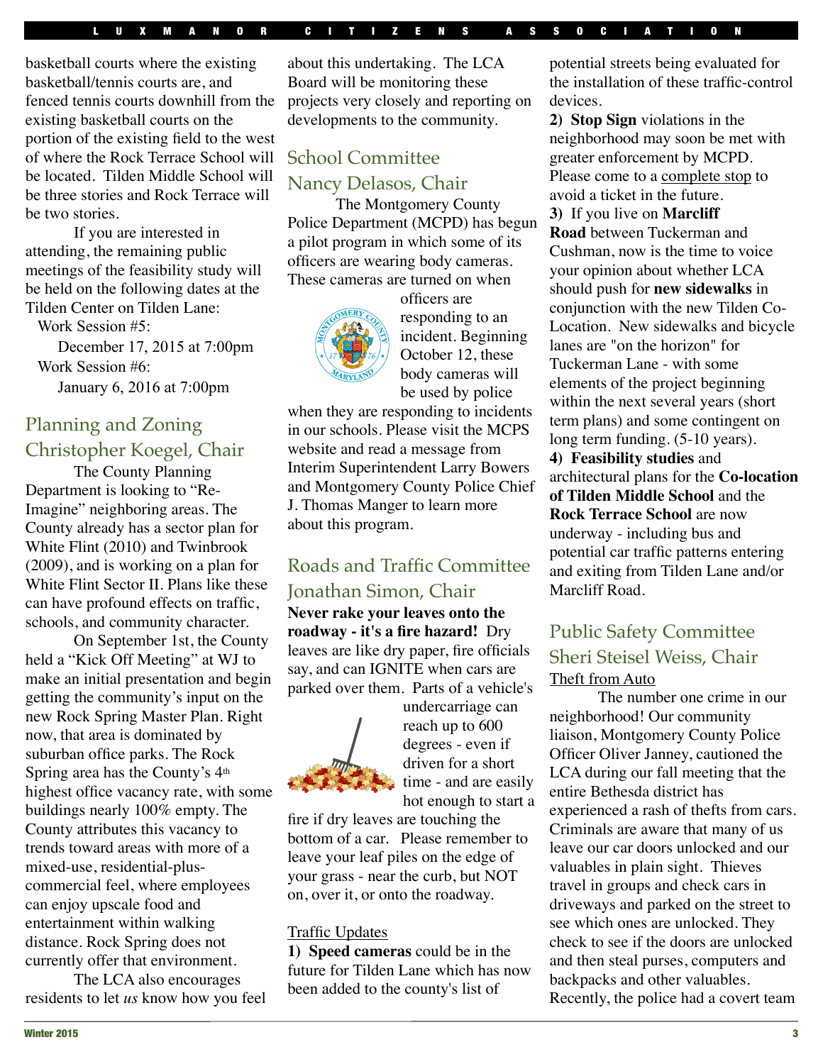basketball courts where the existing basketball/tennis courts are, and fenced tennis courts downhill from the existing basketball courts on the portion of the existing field to the west of where the Rock Terrace School will be located. Tilden Middle School will be three stories and Rock Terrace will be two stories.

If you are interested in attending, the remaining public meetings of the feasibility study will be held on the following dates at the Tilden Center on Tilden Lane:

Work Session #5:
December 17, 2015 at 7:00pm

Work Session #6:
January 6, 2016 at 7:00pm

## Planning and Zoning
## Christopher Koegel, Chair

The County Planning Department is looking to "Re-Imagine" neighboring areas. The County already has a sector plan for White Flint (2010) and Twinbrook (2009), and is working on a plan for White Flint Sector II. Plans like these can have profound effects on traffic, schools, and community character.

On September 1st, the County held a "Kick Off Meeting" at WJ to make an initial presentation and begin getting the community's input on the new Rock Spring Master Plan. Right now, that area is dominated by suburban office parks. The Rock Spring area has the County's 4th highest office vacancy rate, with some buildings nearly 100% empty. The County attributes this vacancy to trends toward areas with more of a mixed-use, residential-plus-commercial feel, where employees can enjoy upscale food and entertainment within walking distance. Rock Spring does not currently offer that environment.

The LCA also encourages residents to let *us* know how you feel about this undertaking. The LCA Board will be monitoring these projects very closely and reporting on developments to the community.

## School Committee
## Nancy Delasos, Chair

The Montgomery County Police Department (MCPD) has begun a pilot program in which some of its officers are wearing body cameras. These cameras are turned on when officers are responding to an incident. Beginning October 12, these body cameras will be used by police when they are responding to incidents in our schools. Please visit the MCPS website and read a message from Interim Superintendent Larry Bowers and Montgomery County Police Chief J. Thomas Manger to learn more about this program.

## Roads and Traffic Committee
## Jonathan Simon, Chair

**Never rake your leaves onto the roadway - it's a fire hazard!** Dry leaves are like dry paper, fire officials say, and can IGNITE when cars are parked over them. Parts of a vehicle's undercarriage can reach up to 600 degrees - even if driven for a short time - and are easily hot enough to start a fire if dry leaves are touching the bottom of a car. Please remember to leave your leaf piles on the edge of your grass - near the curb, but NOT on, over it, or onto the roadway.

Traffic Updates

**1) Speed cameras** could be in the future for Tilden Lane which has now been added to the county's list of potential streets being evaluated for the installation of these traffic-control devices.

**2) Stop Sign** violations in the neighborhood may soon be met with greater enforcement by MCPD. Please come to a complete stop to avoid a ticket in the future.

**3)** If you live on **Marcliff Road** between Tuckerman and Cushman, now is the time to voice your opinion about whether LCA should push for **new sidewalks** in conjunction with the new Tilden Co-Location. New sidewalks and bicycle lanes are "on the horizon" for Tuckerman Lane - with some elements of the project beginning within the next several years (short term plans) and some contingent on long term funding. (5-10 years).

**4) Feasibility studies** and architectural plans for the **Co-location of Tilden Middle School** and the **Rock Terrace School** are now underway - including bus and potential car traffic patterns entering and exiting from Tilden Lane and/or Marcliff Road.

## Public Safety Committee
## Sheri Steisel Weiss, Chair

Theft from Auto

The number one crime in our neighborhood! Our community liaison, Montgomery County Police Officer Oliver Janney, cautioned the LCA during our fall meeting that the entire Bethesda district has experienced a rash of thefts from cars. Criminals are aware that many of us leave our car doors unlocked and our valuables in plain sight. Thieves travel in groups and check cars in driveways and parked on the street to see which ones are unlocked. They check to see if the doors are unlocked and then steal purses, computers and backpacks and other valuables. Recently, the police had a covert team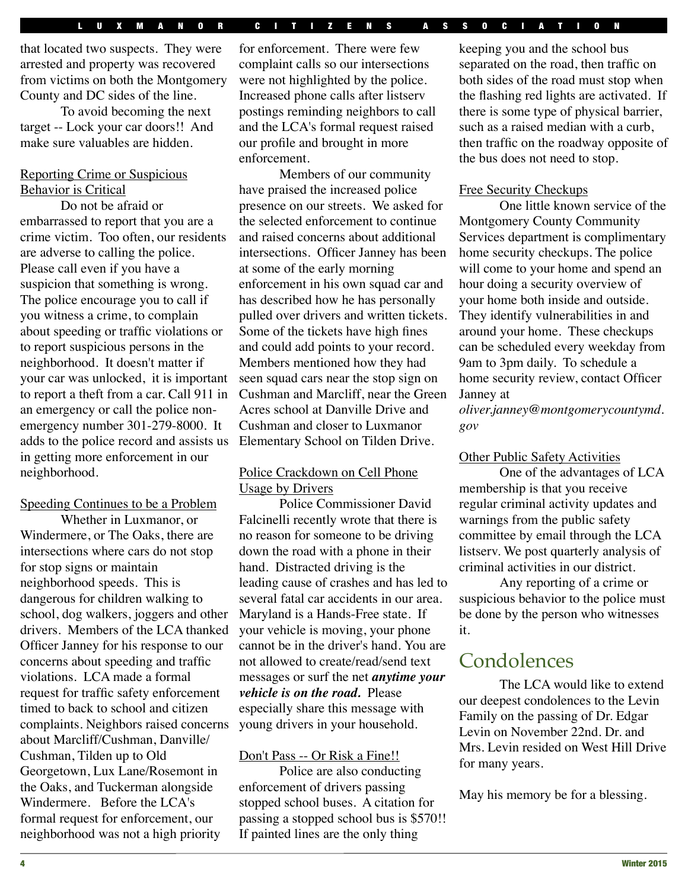that located two suspects. They were arrested and property was recovered from victims on both the Montgomery County and DC sides of the line.

To avoid becoming the next target -- Lock your car doors!! And make sure valuables are hidden.

Reporting Crime or Suspicious Behavior is Critical

Do not be afraid or embarrassed to report that you are a crime victim. Too often, our residents are adverse to calling the police. Please call even if you have a suspicion that something is wrong. The police encourage you to call if you witness a crime, to complain about speeding or traffic violations or to report suspicious persons in the neighborhood. It doesn't matter if your car was unlocked, it is important to report a theft from a car. Call 911 in an emergency or call the police non-emergency number 301-279-8000. It adds to the police record and assists us in getting more enforcement in our neighborhood.

Speeding Continues to be a Problem

Whether in Luxmanor, or Windermere, or The Oaks, there are intersections where cars do not stop for stop signs or maintain neighborhood speeds. This is dangerous for children walking to school, dog walkers, joggers and other drivers. Members of the LCA thanked Officer Janney for his response to our concerns about speeding and traffic violations. LCA made a formal request for traffic safety enforcement timed to back to school and citizen complaints. Neighbors raised concerns about Marcliff/Cushman, Danville/Cushman, Tilden up to Old Georgetown, Lux Lane/Rosemont in the Oaks, and Tuckerman alongside Windermere. Before the LCA's formal request for enforcement, our neighborhood was not a high priority for enforcement. There were few complaint calls so our intersections were not highlighted by the police. Increased phone calls after listserv postings reminding neighbors to call and the LCA's formal request raised our profile and brought in more enforcement.

Members of our community have praised the increased police presence on our streets. We asked for the selected enforcement to continue and raised concerns about additional intersections. Officer Janney has been at some of the early morning enforcement in his own squad car and has described how he has personally pulled over drivers and written tickets. Some of the tickets have high fines and could add points to your record. Members mentioned how they had seen squad cars near the stop sign on Cushman and Marcliff, near the Green Acres school at Danville Drive and Cushman and closer to Luxmanor Elementary School on Tilden Drive.

Police Crackdown on Cell Phone Usage by Drivers

Police Commissioner David Falcinelli recently wrote that there is no reason for someone to be driving down the road with a phone in their hand. Distracted driving is the leading cause of crashes and has led to several fatal car accidents in our area. Maryland is a Hands-Free state. If your vehicle is moving, your phone cannot be in the driver's hand. You are not allowed to create/read/send text messages or surf the net ***anytime your vehicle is on the road.*** Please especially share this message with young drivers in your household.

Don't Pass -- Or Risk a Fine!!

Police are also conducting enforcement of drivers passing stopped school buses. A citation for passing a stopped school bus is $570!! If painted lines are the only thing keeping you and the school bus separated on the road, then traffic on both sides of the road must stop when the flashing red lights are activated. If there is some type of physical barrier, such as a raised median with a curb, then traffic on the roadway opposite of the bus does not need to stop.

Free Security Checkups

One little known service of the Montgomery County Community Services department is complimentary home security checkups. The police will come to your home and spend an hour doing a security overview of your home both inside and outside. They identify vulnerabilities in and around your home. These checkups can be scheduled every weekday from 9am to 3pm daily. To schedule a home security review, contact Officer Janney at *oliver.janney@montgomerycountymd.gov*

Other Public Safety Activities

One of the advantages of LCA membership is that you receive regular criminal activity updates and warnings from the public safety committee by email through the LCA listserv. We post quarterly analysis of criminal activities in our district.

Any reporting of a crime or suspicious behavior to the police must be done by the person who witnesses it.

# Condolences

The LCA would like to extend our deepest condolences to the Levin Family on the passing of Dr. Edgar Levin on November 22nd. Dr. and Mrs. Levin resided on West Hill Drive for many years.

May his memory be for a blessing.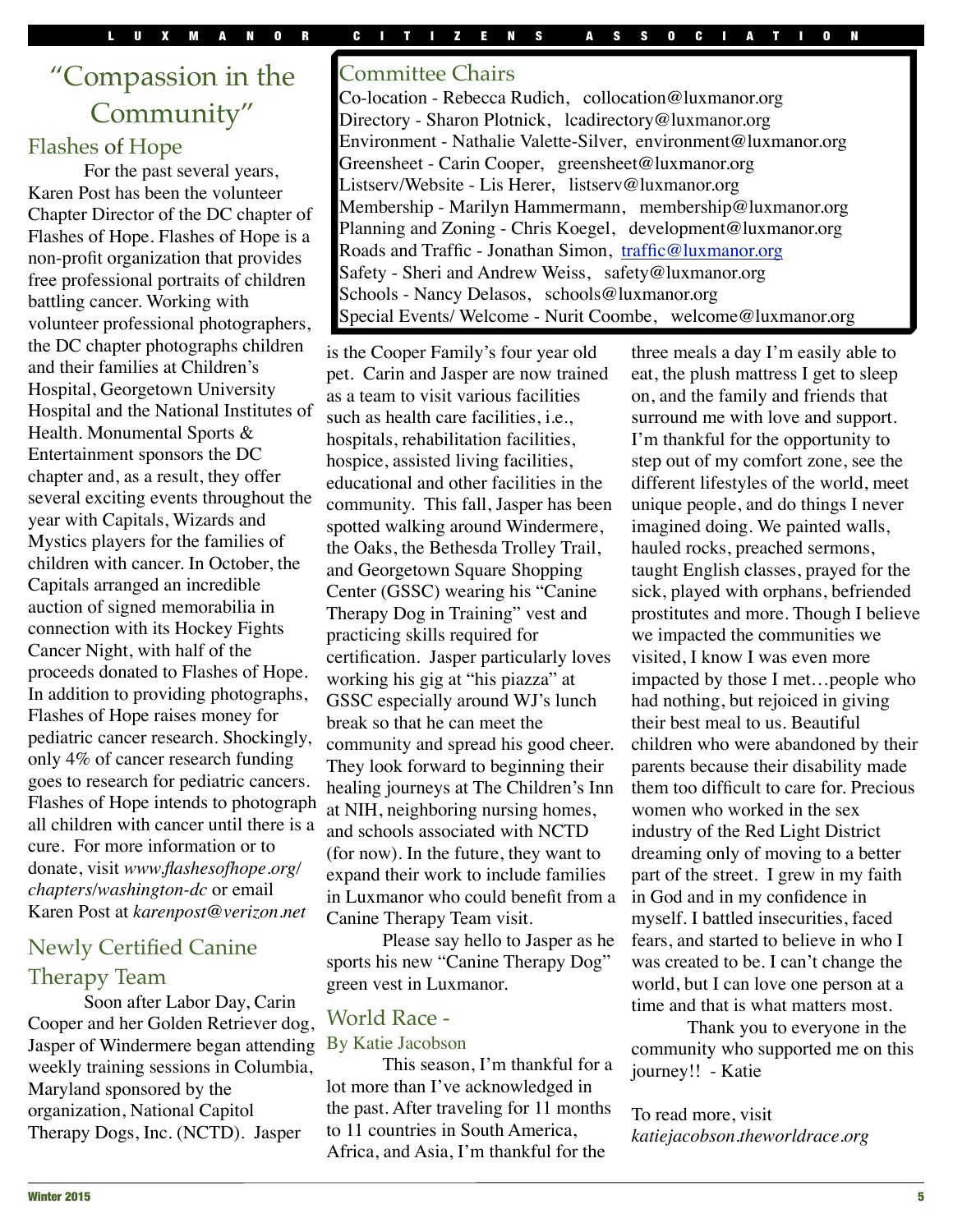# "Compassion in the Community"

## Flashes of Hope

For the past several years, Karen Post has been the volunteer Chapter Director of the DC chapter of Flashes of Hope. Flashes of Hope is a non-profit organization that provides free professional portraits of children battling cancer. Working with volunteer professional photographers, the DC chapter photographs children and their families at Children's Hospital, Georgetown University Hospital and the National Institutes of Health. Monumental Sports & Entertainment sponsors the DC chapter and, as a result, they offer several exciting events throughout the year with Capitals, Wizards and Mystics players for the families of children with cancer. In October, the Capitals arranged an incredible auction of signed memorabilia in connection with its Hockey Fights Cancer Night, with half of the proceeds donated to Flashes of Hope. In addition to providing photographs, Flashes of Hope raises money for pediatric cancer research. Shockingly, only 4% of cancer research funding goes to research for pediatric cancers. Flashes of Hope intends to photograph all children with cancer until there is a cure. For more information or to donate, visit *www.flashesofhope.org/chapters/washington-dc* or email Karen Post at *karenpost@verizon.net*

## Newly Certified Canine Therapy Team

Soon after Labor Day, Carin Cooper and her Golden Retriever dog, Jasper of Windermere began attending weekly training sessions in Columbia, Maryland sponsored by the organization, National Capitol Therapy Dogs, Inc. (NCTD). Jasper is the Cooper Family's four year old pet. Carin and Jasper are now trained as a team to visit various facilities such as health care facilities, i.e., hospitals, rehabilitation facilities, hospice, assisted living facilities, educational and other facilities in the community. This fall, Jasper has been spotted walking around Windermere, the Oaks, the Bethesda Trolley Trail, and Georgetown Square Shopping Center (GSSC) wearing his "Canine Therapy Dog in Training" vest and practicing skills required for certification. Jasper particularly loves working his gig at "his piazza" at GSSC especially around WJ's lunch break so that he can meet the community and spread his good cheer. They look forward to beginning their healing journeys at The Children's Inn at NIH, neighboring nursing homes, and schools associated with NCTD (for now). In the future, they want to expand their work to include families in Luxmanor who could benefit from a Canine Therapy Team visit.

Please say hello to Jasper as he sports his new "Canine Therapy Dog" green vest in Luxmanor.

## Committee Chairs

Co-location - Rebecca Rudich, collocation@luxmanor.org
Directory - Sharon Plotnick, lcadirectory@luxmanor.org
Environment - Nathalie Valette-Silver, environment@luxmanor.org
Greensheet - Carin Cooper, greensheet@luxmanor.org
Listserv/Website - Lis Herer, listserv@luxmanor.org
Membership - Marilyn Hammermann, membership@luxmanor.org
Planning and Zoning - Chris Koegel, development@luxmanor.org
Roads and Traffic - Jonathan Simon, traffic@luxmanor.org
Safety - Sheri and Andrew Weiss, safety@luxmanor.org
Schools - Nancy Delasos, schools@luxmanor.org
Special Events/ Welcome - Nurit Coombe, welcome@luxmanor.org

## World Race - By Katie Jacobson

This season, I'm thankful for a lot more than I've acknowledged in the past. After traveling for 11 months to 11 countries in South America, Africa, and Asia, I'm thankful for the three meals a day I'm easily able to eat, the plush mattress I get to sleep on, and the family and friends that surround me with love and support. I'm thankful for the opportunity to step out of my comfort zone, see the different lifestyles of the world, meet unique people, and do things I never imagined doing. We painted walls, hauled rocks, preached sermons, taught English classes, prayed for the sick, played with orphans, befriended prostitutes and more. Though I believe we impacted the communities we visited, I know I was even more impacted by those I met…people who had nothing, but rejoiced in giving their best meal to us. Beautiful children who were abandoned by their parents because their disability made them too difficult to care for. Precious women who worked in the sex industry of the Red Light District dreaming only of moving to a better part of the street. I grew in my faith in God and in my confidence in myself. I battled insecurities, faced fears, and started to believe in who I was created to be. I can't change the world, but I can love one person at a time and that is what matters most.

Thank you to everyone in the community who supported me on this journey!! - Katie

To read more, visit *katiejacobson.theworldrace.org*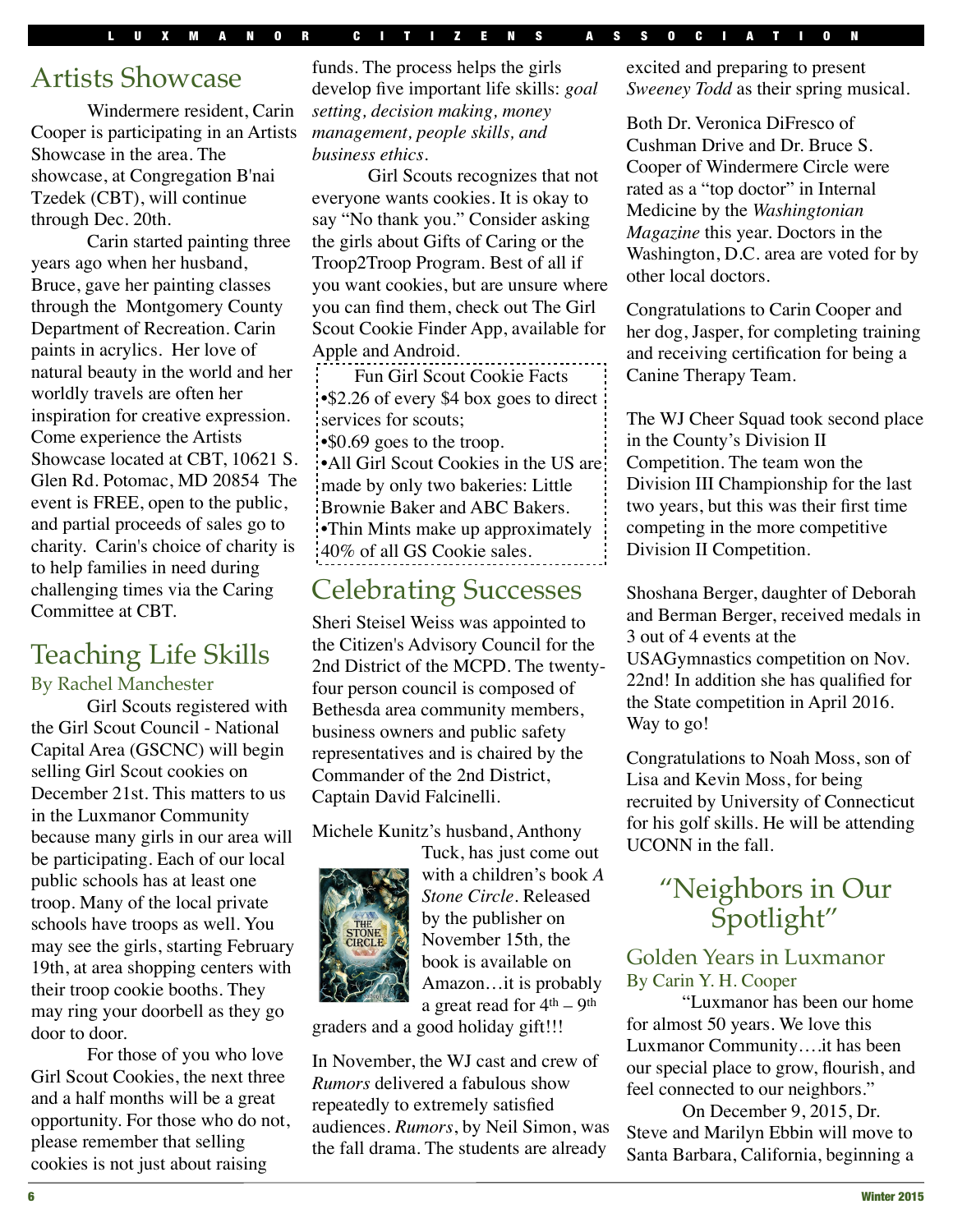## Artists Showcase

Windermere resident, Carin Cooper is participating in an Artists Showcase in the area. The showcase, at Congregation B'nai Tzedek (CBT), will continue through Dec. 20th.

Carin started painting three years ago when her husband, Bruce, gave her painting classes through the Montgomery County Department of Recreation. Carin paints in acrylics. Her love of natural beauty in the world and her worldly travels are often her inspiration for creative expression. Come experience the Artists Showcase located at CBT, 10621 S. Glen Rd. Potomac, MD 20854 The event is FREE, open to the public, and partial proceeds of sales go to charity. Carin's choice of charity is to help families in need during challenging times via the Caring Committee at CBT.

## Teaching Life Skills

### By Rachel Manchester

Girl Scouts registered with the Girl Scout Council - National Capital Area (GSCNC) will begin selling Girl Scout cookies on December 21st. This matters to us in the Luxmanor Community because many girls in our area will be participating. Each of our local public schools has at least one troop. Many of the local private schools have troops as well. You may see the girls, starting February 19th, at area shopping centers with their troop cookie booths. They may ring your doorbell as they go door to door.

For those of you who love Girl Scout Cookies, the next three and a half months will be a great opportunity. For those who do not, please remember that selling cookies is not just about raising funds. The process helps the girls develop five important life skills: *goal setting, decision making, money management, people skills, and business ethics*.

Girl Scouts recognizes that not everyone wants cookies. It is okay to say "No thank you." Consider asking the girls about Gifts of Caring or the Troop2Troop Program. Best of all if you want cookies, but are unsure where you can find them, check out The Girl Scout Cookie Finder App, available for Apple and Android.

Fun Girl Scout Cookie Facts

- $2.26 of every $4 box goes to direct services for scouts;
- $0.69 goes to the troop.
- All Girl Scout Cookies in the US are made by only two bakeries: Little Brownie Baker and ABC Bakers.
- Thin Mints make up approximately 40% of all GS Cookie sales.

## Celebrating Successes

Sheri Steisel Weiss was appointed to the Citizen's Advisory Council for the 2nd District of the MCPD. The twenty-four person council is composed of Bethesda area community members, business owners and public safety representatives and is chaired by the Commander of the 2nd District, Captain David Falcinelli.

Michele Kunitz's husband, Anthony Tuck, has just come out with a children's book *A Stone Circle*. Released by the publisher on November 15th, the book is available on Amazon…it is probably a great read for 4th – 9th graders and a good holiday gift!!!

In November, the WJ cast and crew of *Rumors* delivered a fabulous show repeatedly to extremely satisfied audiences. *Rumors*, by Neil Simon, was the fall drama. The students are already excited and preparing to present *Sweeney Todd* as their spring musical.

Both Dr. Veronica DiFresco of Cushman Drive and Dr. Bruce S. Cooper of Windermere Circle were rated as a "top doctor" in Internal Medicine by the *Washingtonian Magazine* this year. Doctors in the Washington, D.C. area are voted for by other local doctors.

Congratulations to Carin Cooper and her dog, Jasper, for completing training and receiving certification for being a Canine Therapy Team.

The WJ Cheer Squad took second place in the County's Division II Competition. The team won the Division III Championship for the last two years, but this was their first time competing in the more competitive Division II Competition.

Shoshana Berger, daughter of Deborah and Berman Berger, received medals in 3 out of 4 events at the USAGymnastics competition on Nov. 22nd! In addition she has qualified for the State competition in April 2016. Way to go!

Congratulations to Noah Moss, son of Lisa and Kevin Moss, for being recruited by University of Connecticut for his golf skills. He will be attending UCONN in the fall.

## "Neighbors in Our Spotlight"

### Golden Years in Luxmanor

### By Carin Y. H. Cooper

"Luxmanor has been our home for almost 50 years. We love this Luxmanor Community….it has been our special place to grow, flourish, and feel connected to our neighbors."

On December 9, 2015, Dr. Steve and Marilyn Ebbin will move to Santa Barbara, California, beginning a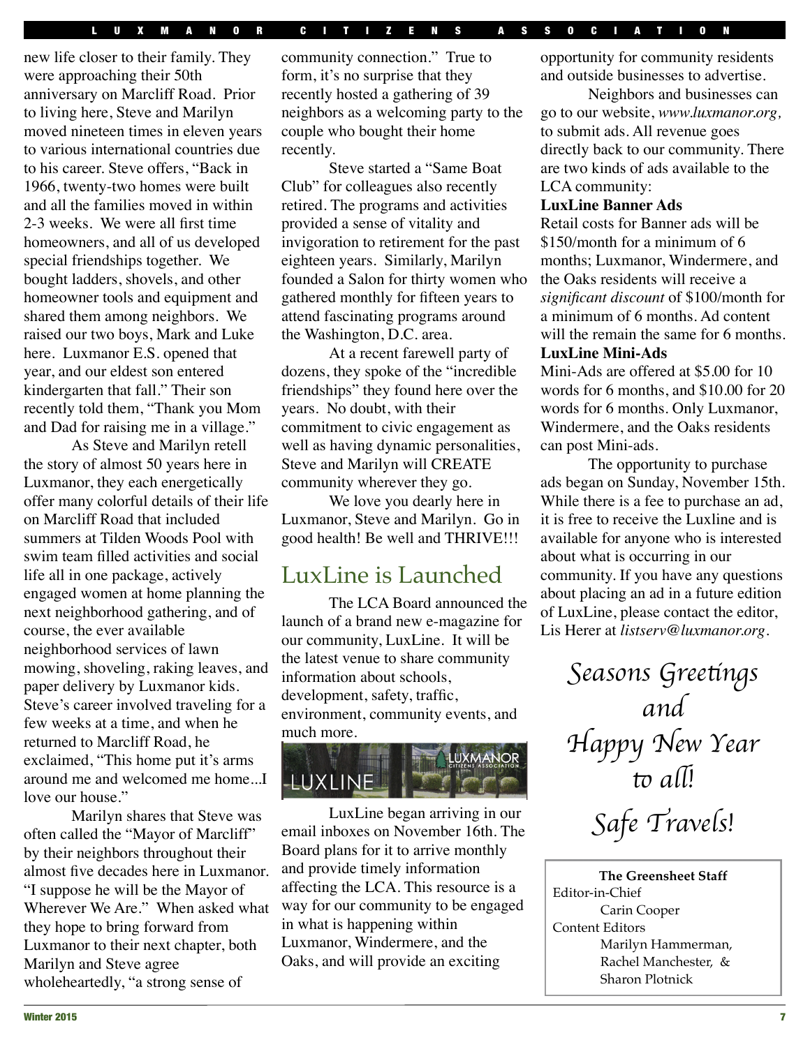new life closer to their family. They were approaching their 50th anniversary on Marcliff Road. Prior to living here, Steve and Marilyn moved nineteen times in eleven years to various international countries due to his career. Steve offers, "Back in 1966, twenty-two homes were built and all the families moved in within 2-3 weeks. We were all first time homeowners, and all of us developed special friendships together. We bought ladders, shovels, and other homeowner tools and equipment and shared them among neighbors. We raised our two boys, Mark and Luke here. Luxmanor E.S. opened that year, and our eldest son entered kindergarten that fall." Their son recently told them, "Thank you Mom and Dad for raising me in a village."

As Steve and Marilyn retell the story of almost 50 years here in Luxmanor, they each energetically offer many colorful details of their life on Marcliff Road that included summers at Tilden Woods Pool with swim team filled activities and social life all in one package, actively engaged women at home planning the next neighborhood gathering, and of course, the ever available neighborhood services of lawn mowing, shoveling, raking leaves, and paper delivery by Luxmanor kids. Steve's career involved traveling for a few weeks at a time, and when he returned to Marcliff Road, he exclaimed, "This home put it's arms around me and welcomed me home...I love our house."

Marilyn shares that Steve was often called the "Mayor of Marcliff" by their neighbors throughout their almost five decades here in Luxmanor. "I suppose he will be the Mayor of Wherever We Are." When asked what they hope to bring forward from Luxmanor to their next chapter, both Marilyn and Steve agree wholeheartedly, "a strong sense of community connection." True to form, it's no surprise that they recently hosted a gathering of 39 neighbors as a welcoming party to the couple who bought their home recently.

Steve started a "Same Boat Club" for colleagues also recently retired. The programs and activities provided a sense of vitality and invigoration to retirement for the past eighteen years. Similarly, Marilyn founded a Salon for thirty women who gathered monthly for fifteen years to attend fascinating programs around the Washington, D.C. area.

At a recent farewell party of dozens, they spoke of the "incredible friendships" they found here over the years. No doubt, with their commitment to civic engagement as well as having dynamic personalities, Steve and Marilyn will CREATE community wherever they go.

We love you dearly here in Luxmanor, Steve and Marilyn. Go in good health! Be well and THRIVE!!!

## LuxLine is Launched

The LCA Board announced the launch of a brand new e-magazine for our community, LuxLine. It will be the latest venue to share community information about schools, development, safety, traffic, environment, community events, and much more.

LuxLine began arriving in our email inboxes on November 16th. The Board plans for it to arrive monthly and provide timely information affecting the LCA. This resource is a way for our community to be engaged in what is happening within Luxmanor, Windermere, and the Oaks, and will provide an exciting opportunity for community residents and outside businesses to advertise.

Neighbors and businesses can go to our website, *www.luxmanor.org,* to submit ads. All revenue goes directly back to our community. There are two kinds of ads available to the LCA community:

**LuxLine Banner Ads**
Retail costs for Banner ads will be $150/month for a minimum of 6 months; Luxmanor, Windermere, and the Oaks residents will receive a *significant discount* of $100/month for a minimum of 6 months. Ad content will the remain the same for 6 months.

**LuxLine Mini-Ads**
Mini-Ads are offered at $5.00 for 10 words for 6 months, and $10.00 for 20 words for 6 months. Only Luxmanor, Windermere, and the Oaks residents can post Mini-ads.

The opportunity to purchase ads began on Sunday, November 15th. While there is a fee to purchase an ad, it is free to receive the Luxline and is available for anyone who is interested about what is occurring in our community. If you have any questions about placing an ad in a future edition of LuxLine, please contact the editor, Lis Herer at *listserv@luxmanor.org*.

*Seasons Greetings and Happy New Year to all!*

*Safe Travels!*

**The Greensheet Staff**
Editor-in-Chief
Carin Cooper
Content Editors
Marilyn Hammerman, Rachel Manchester, & Sharon Plotnick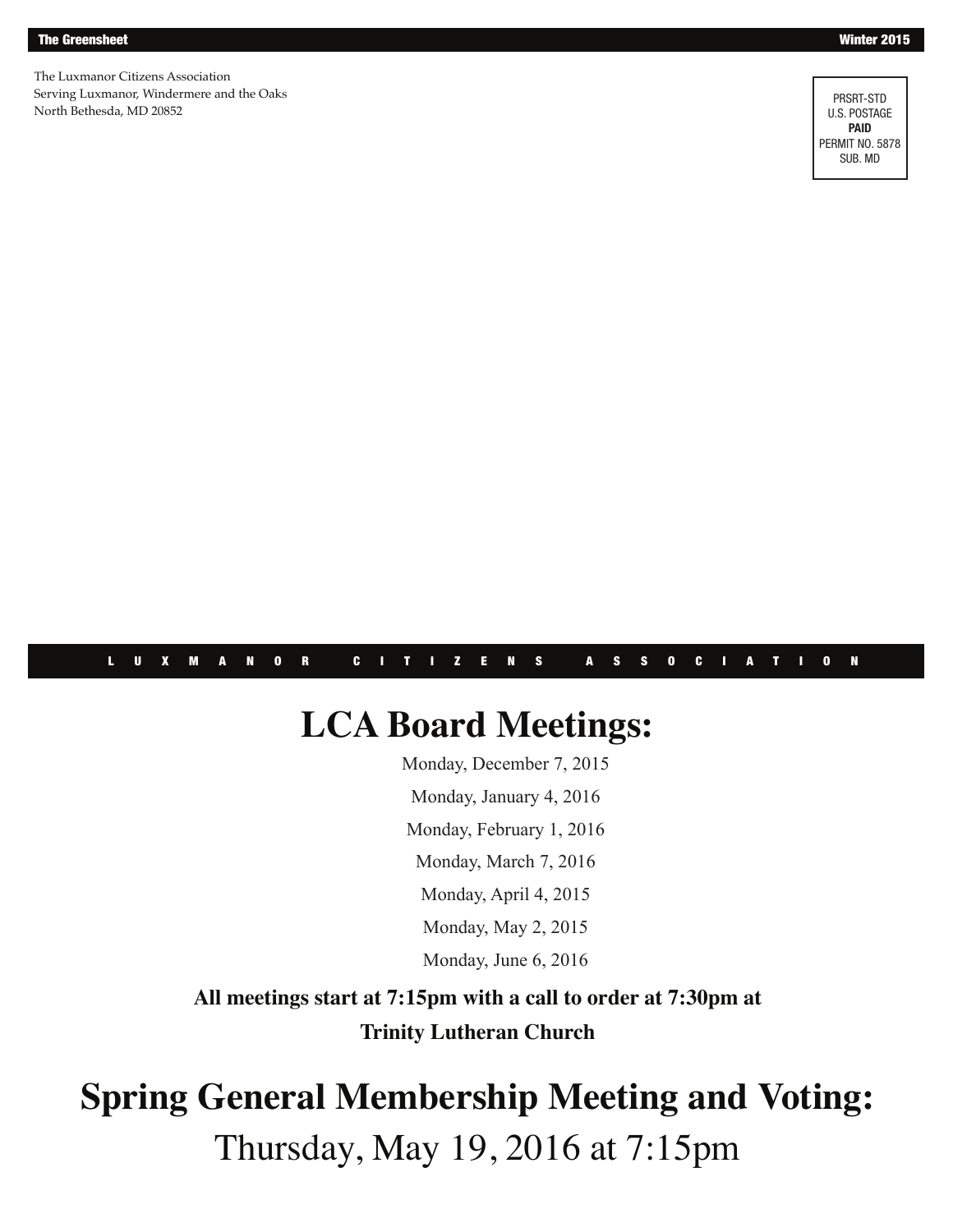The Luxmanor Citizens Association
Serving Luxmanor, Windermere and the Oaks
North Bethesda, MD 20852

PRSRT-STD
U.S. POSTAGE
**PAID**
PERMIT NO. 5878
SUB. MD

L U X M A N O R   C I T I Z E N S   A S S O C I A T I O N

# LCA Board Meetings:

Monday, December 7, 2015

Monday, January 4, 2016

Monday, February 1, 2016

Monday, March 7, 2016

Monday, April 4, 2015

Monday, May 2, 2015

Monday, June 6, 2016

**All meetings start at 7:15pm with a call to order at 7:30pm at**

**Trinity Lutheran Church**

# Spring General Membership Meeting and Voting:

Thursday, May 19, 2016 at 7:15pm